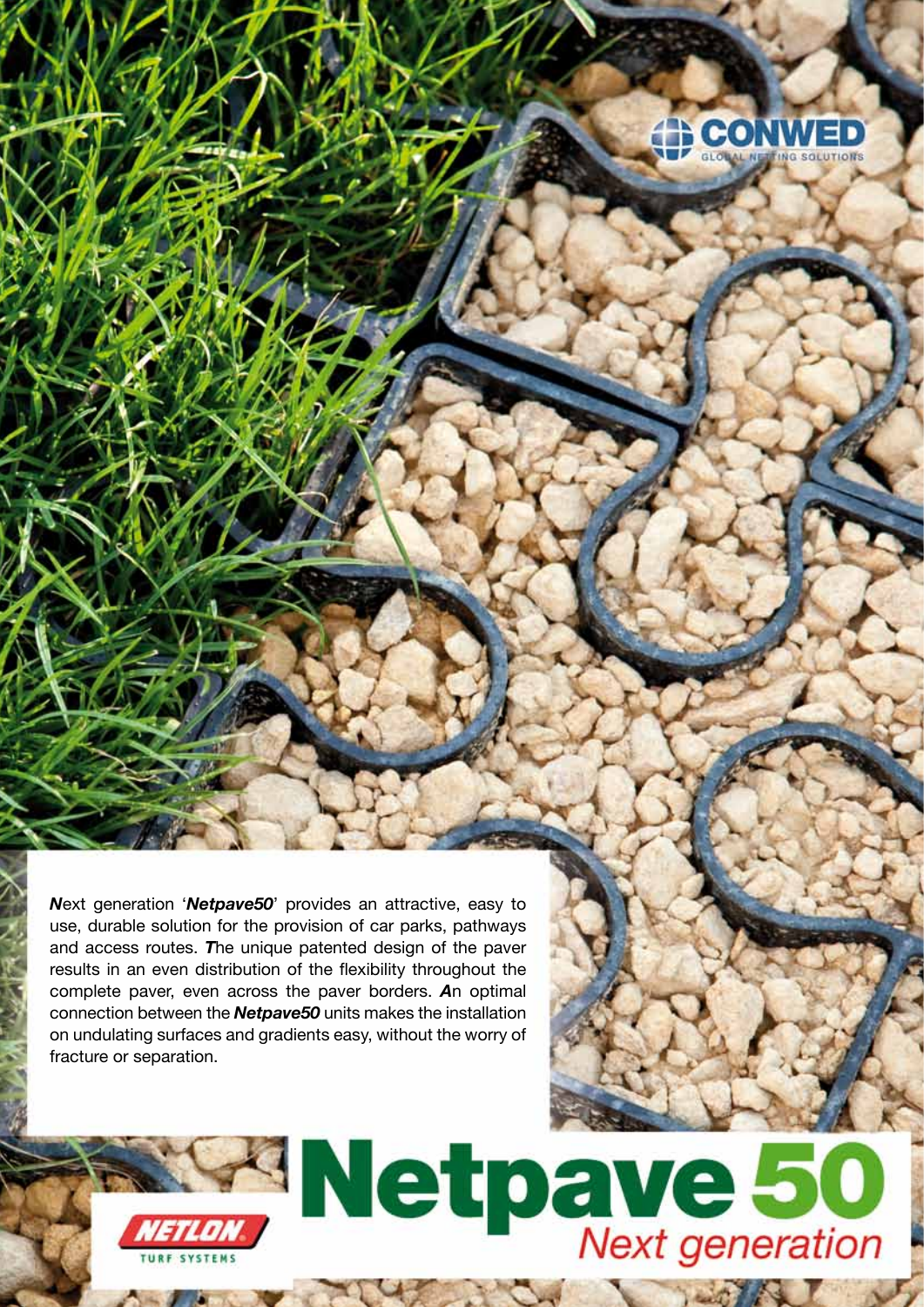CONWED GLOBAL NETTING SOLUTIONS

***N**ext generation '**Netpave50**' provides an attractive, easy to use, durable solution for the provision of car parks, pathways and access routes. **T**he unique patented design of the paver results in an even distribution of the flexibility throughout the complete paver, even across the paver borders. **A**n optimal connection between the **Netpave50** units makes the installation on undulating surfaces and gradients easy, without the worry of fracture or separation.*

NETLON TURF SYSTEMS

# Netpave 50

*Next generation*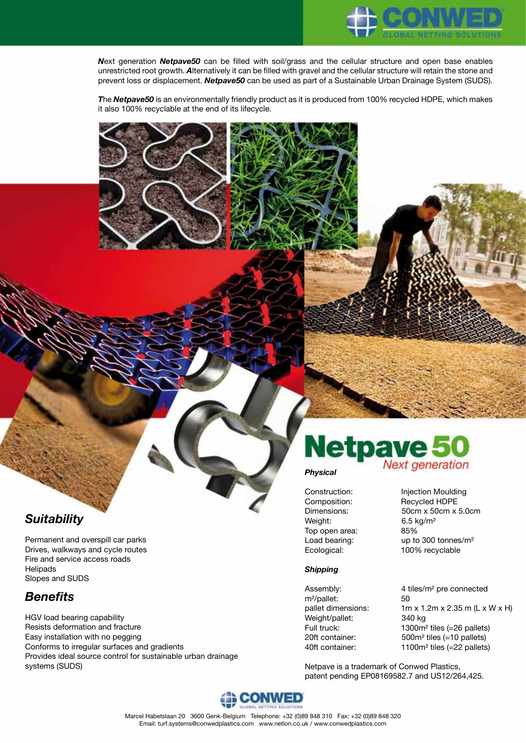***N**ext generation **Netpave50** can be filled with soil/grass and the cellular structure and open base enables unrestricted root growth. **A**lternatively it can be filled with gravel and the cellular structure will retain the stone and prevent loss or displacement. **Netpave50** can be used as part of a Sustainable Urban Drainage System (SUDS).*

***T**he **Netpave50** is an environmentally friendly product as it is produced from 100% recycled HDPE, which makes it also 100% recyclable at the end of its lifecycle.*

# Netpave 50

*Next generation*

### *Physical*

| | |
|---|---|
| Construction: | Injection Moulding |
| Composition: | Recycled HDPE |
| Dimensions: | 50cm x 50cm x 5.0cm |
| Weight: | 6.5 kg/m² |
| Top open area: | 85% |
| Load bearing: | up to 300 tonnes/m² |
| Ecological: | 100% recyclable |

### *Shipping*

| | |
|---|---|
| Assembly: | 4 tiles/m² pre connected |
| m²/pallet: | 50 |
| pallet dimensions: | 1m x 1.2m x 2.35 m (L x W x H) |
| Weight/pallet: | 340 kg |
| Full truck: | 1300m² tiles (=26 pallets) |
| 20ft container: | 500m² tiles (=10 pallets) |
| 40ft container: | 1100m² tiles (=22 pallets) |

Netpave is a trademark of Conwed Plastics, patent pending EP08169582.7 and US12/264,425.

## *Suitability*

Permanent and overspill car parks
Drives, walkways and cycle routes
Fire and service access roads
Helipads
Slopes and SUDS

## *Benefits*

HGV load bearing capability
Resists deformation and fracture
Easy installation with no pegging
Conforms to irregular surfaces and gradients
Provides ideal source control for sustainable urban drainage systems (SUDS)

CONWED GLOBAL NETTING SOLUTIONS

Marcel Habetslaan 20 3600 Genk-Belgium Telephone: +32 (0)89 848 310 Fax: +32 (0)89 848 320
Email: turf.systems@conwedplastics.com www.netlon.co.uk / www.conwedplastics.com